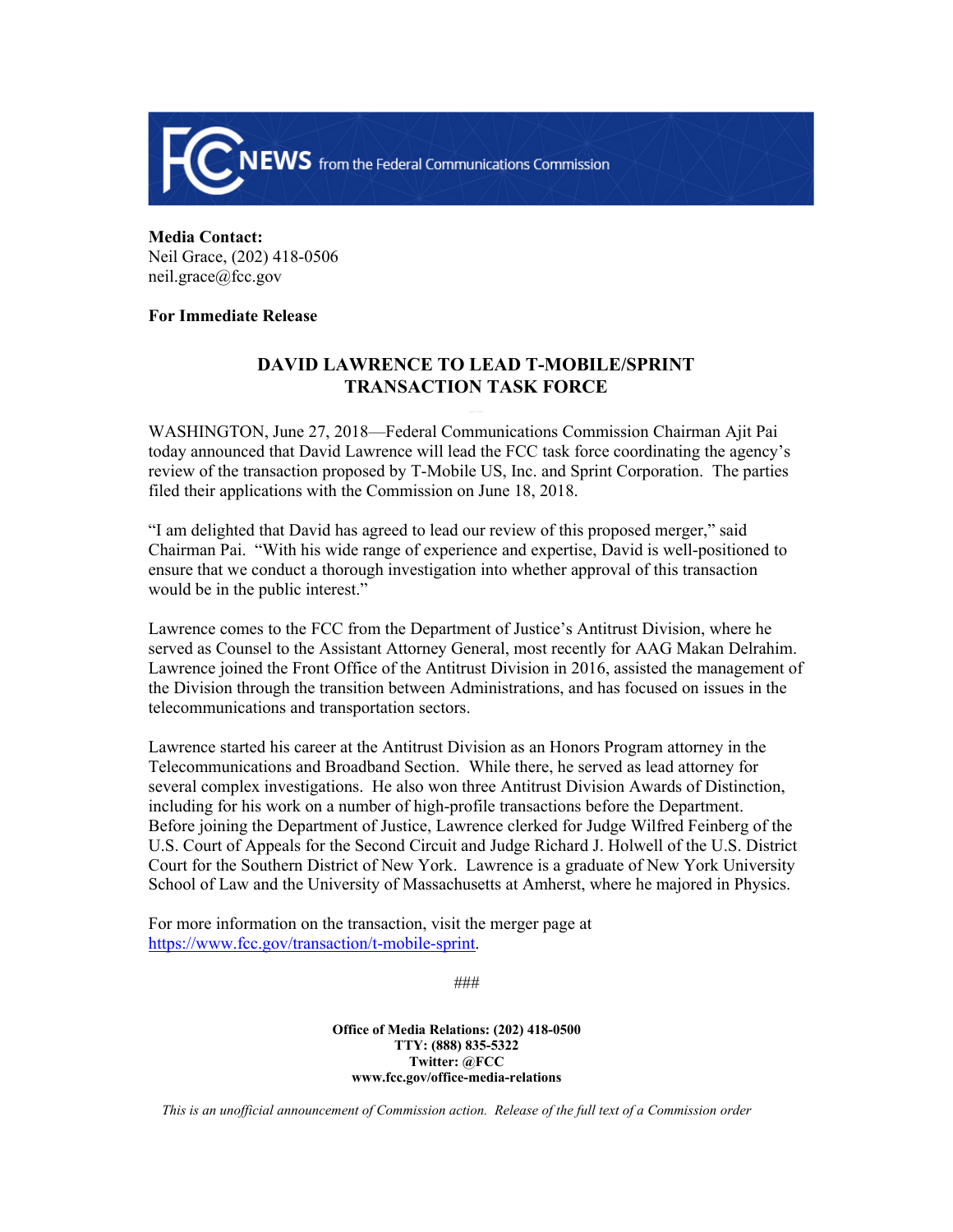**FCC NEWS** from the Federal Communications Commission

**Media Contact:**
Neil Grace, (202) 418-0506
neil.grace@fcc.gov

**For Immediate Release**

# DAVID LAWRENCE TO LEAD T-MOBILE/SPRINT TRANSACTION TASK FORCE

WASHINGTON, June 27, 2018—Federal Communications Commission Chairman Ajit Pai today announced that David Lawrence will lead the FCC task force coordinating the agency's review of the transaction proposed by T-Mobile US, Inc. and Sprint Corporation. The parties filed their applications with the Commission on June 18, 2018.

"I am delighted that David has agreed to lead our review of this proposed merger," said Chairman Pai. "With his wide range of experience and expertise, David is well-positioned to ensure that we conduct a thorough investigation into whether approval of this transaction would be in the public interest."

Lawrence comes to the FCC from the Department of Justice's Antitrust Division, where he served as Counsel to the Assistant Attorney General, most recently for AAG Makan Delrahim. Lawrence joined the Front Office of the Antitrust Division in 2016, assisted the management of the Division through the transition between Administrations, and has focused on issues in the telecommunications and transportation sectors.

Lawrence started his career at the Antitrust Division as an Honors Program attorney in the Telecommunications and Broadband Section. While there, he served as lead attorney for several complex investigations. He also won three Antitrust Division Awards of Distinction, including for his work on a number of high-profile transactions before the Department. Before joining the Department of Justice, Lawrence clerked for Judge Wilfred Feinberg of the U.S. Court of Appeals for the Second Circuit and Judge Richard J. Holwell of the U.S. District Court for the Southern District of New York. Lawrence is a graduate of New York University School of Law and the University of Massachusetts at Amherst, where he majored in Physics.

For more information on the transaction, visit the merger page at https://www.fcc.gov/transaction/t-mobile-sprint.

###

**Office of Media Relations: (202) 418-0500**
**TTY: (888) 835-5322**
**Twitter: @FCC**
**www.fcc.gov/office-media-relations**

*This is an unofficial announcement of Commission action. Release of the full text of a Commission order*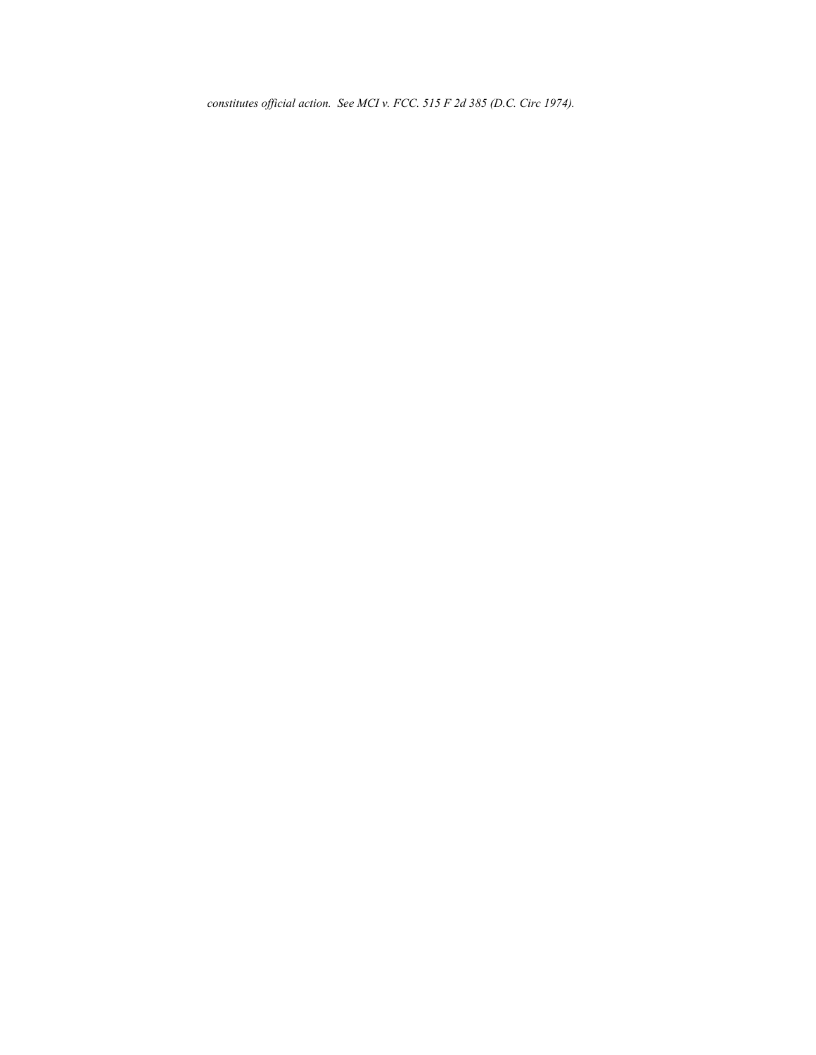*constitutes official action. See MCI v. FCC. 515 F 2d 385 (D.C. Circ 1974).*